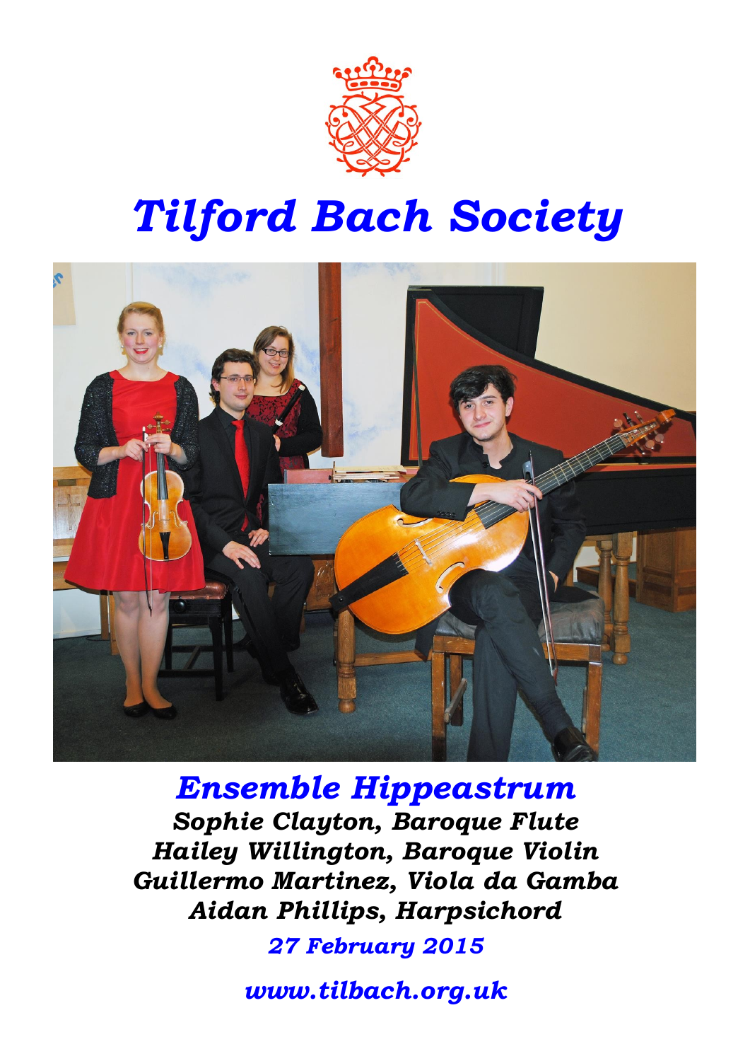# *Tilford Bach Society*

## *Ensemble Hippeastrum*

***Sophie Clayton, Baroque Flute***
***Hailey Willington, Baroque Violin***
***Guillermo Martinez, Viola da Gamba***
***Aidan Phillips, Harpsichord***

***27 February 2015***

***www.tilbach.org.uk***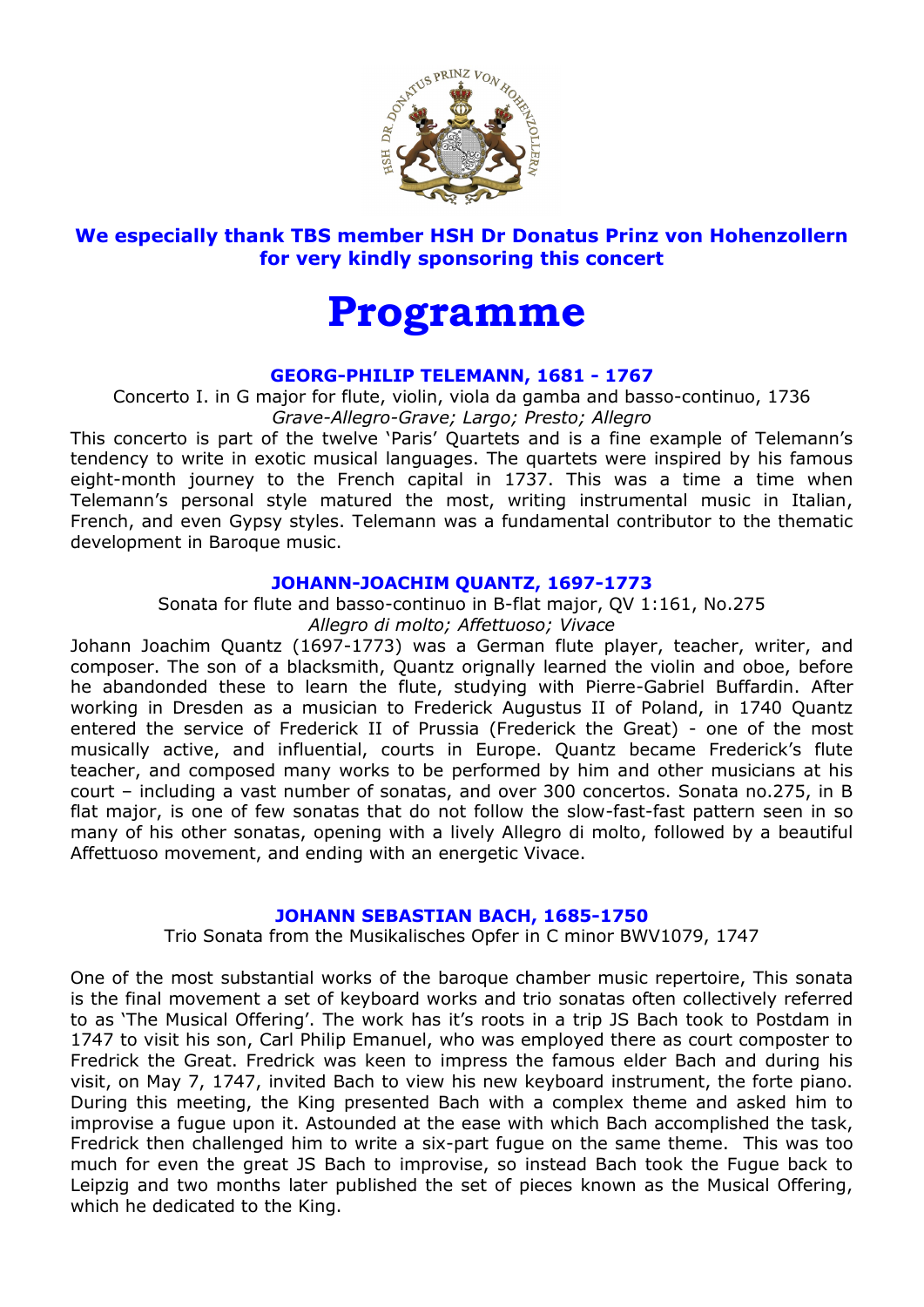**We especially thank TBS member HSH Dr Donatus Prinz von Hohenzollern for very kindly sponsoring this concert**

# Programme

### GEORG-PHILIP TELEMANN, 1681 - 1767

Concerto I. in G major for flute, violin, viola da gamba and basso-continuo, 1736
*Grave-Allegro-Grave; Largo; Presto; Allegro*

This concerto is part of the twelve 'Paris' Quartets and is a fine example of Telemann's tendency to write in exotic musical languages. The quartets were inspired by his famous eight-month journey to the French capital in 1737. This was a time a time when Telemann's personal style matured the most, writing instrumental music in Italian, French, and even Gypsy styles. Telemann was a fundamental contributor to the thematic development in Baroque music.

### JOHANN-JOACHIM QUANTZ, 1697-1773

Sonata for flute and basso-continuo in B-flat major, QV 1:161, No.275
*Allegro di molto; Affettuoso; Vivace*

Johann Joachim Quantz (1697-1773) was a German flute player, teacher, writer, and composer. The son of a blacksmith, Quantz orignally learned the violin and oboe, before he abandonded these to learn the flute, studying with Pierre-Gabriel Buffardin. After working in Dresden as a musician to Frederick Augustus II of Poland, in 1740 Quantz entered the service of Frederick II of Prussia (Frederick the Great) - one of the most musically active, and influential, courts in Europe. Quantz became Frederick's flute teacher, and composed many works to be performed by him and other musicians at his court – including a vast number of sonatas, and over 300 concertos. Sonata no.275, in B flat major, is one of few sonatas that do not follow the slow-fast-fast pattern seen in so many of his other sonatas, opening with a lively Allegro di molto, followed by a beautiful Affettuoso movement, and ending with an energetic Vivace.

### JOHANN SEBASTIAN BACH, 1685-1750

Trio Sonata from the Musikalisches Opfer in C minor BWV1079, 1747

One of the most substantial works of the baroque chamber music repertoire, This sonata is the final movement a set of keyboard works and trio sonatas often collectively referred to as 'The Musical Offering'. The work has it's roots in a trip JS Bach took to Postdam in 1747 to visit his son, Carl Philip Emanuel, who was employed there as court composter to Fredrick the Great. Fredrick was keen to impress the famous elder Bach and during his visit, on May 7, 1747, invited Bach to view his new keyboard instrument, the forte piano. During this meeting, the King presented Bach with a complex theme and asked him to improvise a fugue upon it. Astounded at the ease with which Bach accomplished the task, Fredrick then challenged him to write a six-part fugue on the same theme. This was too much for even the great JS Bach to improvise, so instead Bach took the Fugue back to Leipzig and two months later published the set of pieces known as the Musical Offering, which he dedicated to the King.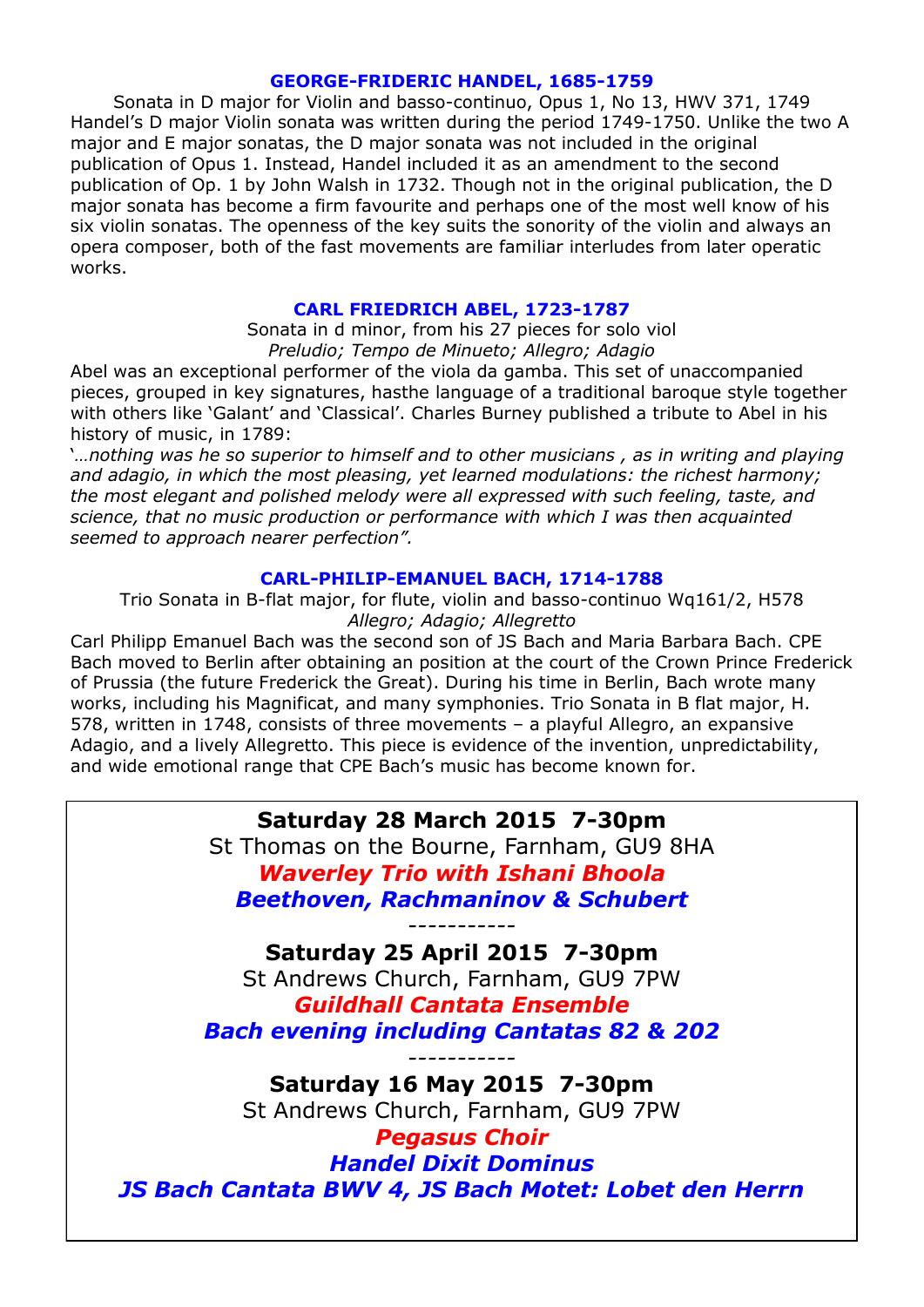### GEORGE-FRIDERIC HANDEL, 1685-1759

Sonata in D major for Violin and basso-continuo, Opus 1, No 13, HWV 371, 1749
Handel's D major Violin sonata was written during the period 1749-1750. Unlike the two A major and E major sonatas, the D major sonata was not included in the original publication of Opus 1. Instead, Handel included it as an amendment to the second publication of Op. 1 by John Walsh in 1732. Though not in the original publication, the D major sonata has become a firm favourite and perhaps one of the most well know of his six violin sonatas. The openness of the key suits the sonority of the violin and always an opera composer, both of the fast movements are familiar interludes from later operatic works.

### CARL FRIEDRICH ABEL, 1723-1787

Sonata in d minor, from his 27 pieces for solo viol
*Preludio; Tempo de Minueto; Allegro; Adagio*

Abel was an exceptional performer of the viola da gamba. This set of unaccompanied pieces, grouped in key signatures, hasthe language of a traditional baroque style together with others like 'Galant' and 'Classical'. Charles Burney published a tribute to Abel in his history of music, in 1789:

'*…nothing was he so superior to himself and to other musicians , as in writing and playing and adagio, in which the most pleasing, yet learned modulations: the richest harmony; the most elegant and polished melody were all expressed with such feeling, taste, and science, that no music production or performance with which I was then acquainted seemed to approach nearer perfection".*

### CARL-PHILIP-EMANUEL BACH, 1714-1788

Trio Sonata in B-flat major, for flute, violin and basso-continuo Wq161/2, H578
*Allegro; Adagio; Allegretto*

Carl Philipp Emanuel Bach was the second son of JS Bach and Maria Barbara Bach. CPE Bach moved to Berlin after obtaining an position at the court of the Crown Prince Frederick of Prussia (the future Frederick the Great). During his time in Berlin, Bach wrote many works, including his Magnificat, and many symphonies. Trio Sonata in B flat major, H. 578, written in 1748, consists of three movements – a playful Allegro, an expansive Adagio, and a lively Allegretto. This piece is evidence of the invention, unpredictability, and wide emotional range that CPE Bach's music has become known for.

---

**Saturday 28 March 2015 7-30pm**
St Thomas on the Bourne, Farnham, GU9 8HA
***Waverley Trio with Ishani Bhoola***
***Beethoven, Rachmaninov & Schubert***

-----------

**Saturday 25 April 2015 7-30pm**
St Andrews Church, Farnham, GU9 7PW
***Guildhall Cantata Ensemble***
***Bach evening including Cantatas 82 & 202***

-----------

**Saturday 16 May 2015 7-30pm**
St Andrews Church, Farnham, GU9 7PW
***Pegasus Choir***
***Handel Dixit Dominus***
***JS Bach Cantata BWV 4, JS Bach Motet: Lobet den Herrn***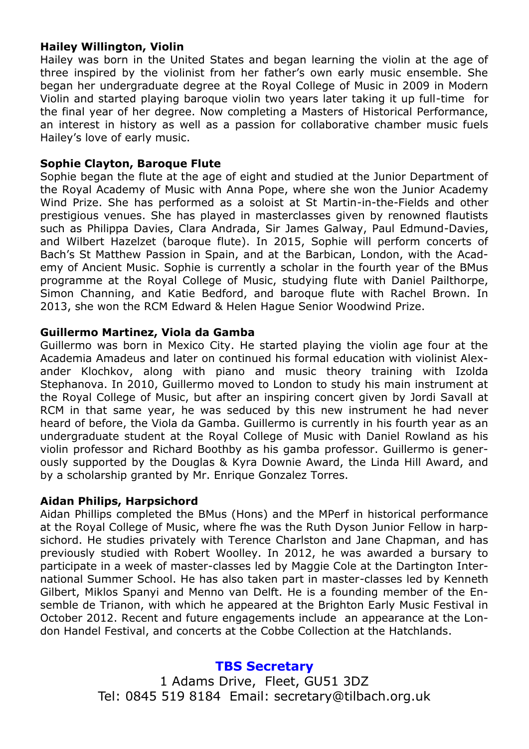**Hailey Willington, Violin**

Hailey was born in the United States and began learning the violin at the age of three inspired by the violinist from her father's own early music ensemble. She began her undergraduate degree at the Royal College of Music in 2009 in Modern Violin and started playing baroque violin two years later taking it up full-time for the final year of her degree. Now completing a Masters of Historical Performance, an interest in history as well as a passion for collaborative chamber music fuels Hailey's love of early music.

**Sophie Clayton, Baroque Flute**

Sophie began the flute at the age of eight and studied at the Junior Department of the Royal Academy of Music with Anna Pope, where she won the Junior Academy Wind Prize. She has performed as a soloist at St Martin-in-the-Fields and other prestigious venues. She has played in masterclasses given by renowned flautists such as Philippa Davies, Clara Andrada, Sir James Galway, Paul Edmund-Davies, and Wilbert Hazelzet (baroque flute). In 2015, Sophie will perform concerts of Bach's St Matthew Passion in Spain, and at the Barbican, London, with the Academy of Ancient Music. Sophie is currently a scholar in the fourth year of the BMus programme at the Royal College of Music, studying flute with Daniel Pailthorpe, Simon Channing, and Katie Bedford, and baroque flute with Rachel Brown. In 2013, she won the RCM Edward & Helen Hague Senior Woodwind Prize.

**Guillermo Martinez, Viola da Gamba**

Guillermo was born in Mexico City. He started playing the violin age four at the Academia Amadeus and later on continued his formal education with violinist Alexander Klochkov, along with piano and music theory training with Izolda Stephanova. In 2010, Guillermo moved to London to study his main instrument at the Royal College of Music, but after an inspiring concert given by Jordi Savall at RCM in that same year, he was seduced by this new instrument he had never heard of before, the Viola da Gamba. Guillermo is currently in his fourth year as an undergraduate student at the Royal College of Music with Daniel Rowland as his violin professor and Richard Boothby as his gamba professor. Guillermo is generously supported by the Douglas & Kyra Downie Award, the Linda Hill Award, and by a scholarship granted by Mr. Enrique Gonzalez Torres.

**Aidan Philips, Harpsichord**

Aidan Phillips completed the BMus (Hons) and the MPerf in historical performance at the Royal College of Music, where fhe was the Ruth Dyson Junior Fellow in harpsichord. He studies privately with Terence Charlston and Jane Chapman, and has previously studied with Robert Woolley. In 2012, he was awarded a bursary to participate in a week of master-classes led by Maggie Cole at the Dartington International Summer School. He has also taken part in master-classes led by Kenneth Gilbert, Miklos Spanyi and Menno van Delft. He is a founding member of the Ensemble de Trianon, with which he appeared at the Brighton Early Music Festival in October 2012. Recent and future engagements include an appearance at the London Handel Festival, and concerts at the Cobbe Collection at the Hatchlands.

## TBS Secretary

1 Adams Drive, Fleet, GU51 3DZ
Tel: 0845 519 8184 Email: secretary@tilbach.org.uk